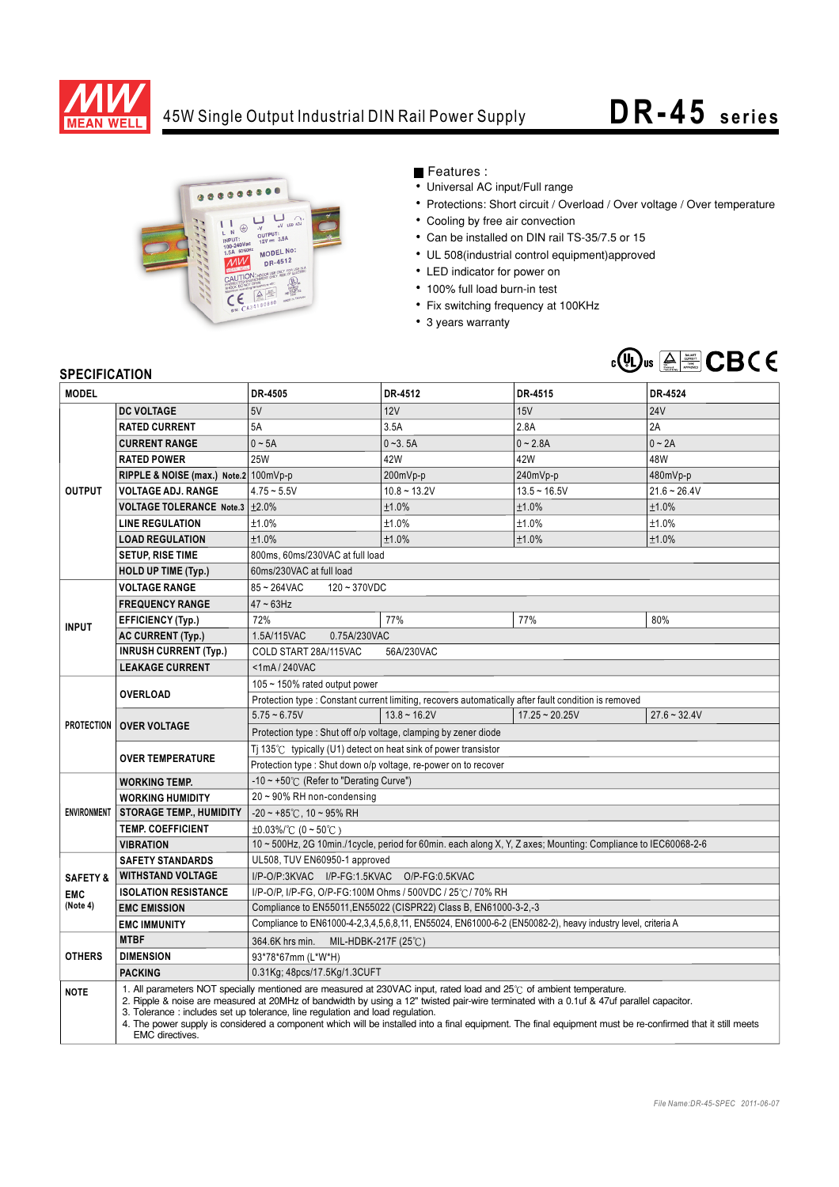# 45W Single Output Industrial DIN Rail Power Supply

# DR-45 series

## Features :

- Universal AC input/Full range
- Protections: Short circuit / Overload / Over voltage / Over temperature
- Cooling by free air convection
- Can be installed on DIN rail TS-35/7.5 or 15
- UL 508(industrial control equipment)approved
- LED indicator for power on
- 100% full load burn-in test
- Fix switching frequency at 100KHz
- 3 years warranty

## SPECIFICATION

| MODEL | | DR-4505 | DR-4512 | DR-4515 | DR-4524 |
|---|---|---|---|---|---|
| OUTPUT | DC VOLTAGE | 5V | 12V | 15V | 24V |
| | RATED CURRENT | 5A | 3.5A | 2.8A | 2A |
| | CURRENT RANGE | 0 ~ 5A | 0 ~3. 5A | 0 ~ 2.8A | 0 ~ 2A |
| | RATED POWER | 25W | 42W | 42W | 48W |
| | RIPPLE & NOISE (max.) Note.2 | 100mVp-p | 200mVp-p | 240mVp-p | 480mVp-p |
| | VOLTAGE ADJ. RANGE | 4.75 ~ 5.5V | 10.8 ~ 13.2V | 13.5 ~ 16.5V | 21.6 ~ 26.4V |
| | VOLTAGE TOLERANCE Note.3 | ±2.0% | ±1.0% | ±1.0% | ±1.0% |
| | LINE REGULATION | ±1.0% | ±1.0% | ±1.0% | ±1.0% |
| | LOAD REGULATION | ±1.0% | ±1.0% | ±1.0% | ±1.0% |
| | SETUP, RISE TIME | 800ms, 60ms/230VAC at full load | | | |
| | HOLD UP TIME (Typ.) | 60ms/230VAC at full load | | | |
| INPUT | VOLTAGE RANGE | 85 ~ 264VAC 120 ~ 370VDC | | | |
| | FREQUENCY RANGE | 47 ~ 63Hz | | | |
| | EFFICIENCY (Typ.) | 72% | 77% | 77% | 80% |
| | AC CURRENT (Typ.) | 1.5A/115VAC 0.75A/230VAC | | | |
| | INRUSH CURRENT (Typ.) | COLD START 28A/115VAC 56A/230VAC | | | |
| | LEAKAGE CURRENT | <1mA / 240VAC | | | |
| PROTECTION | OVERLOAD | 105 ~ 150% rated output power | | | |
| | | Protection type : Constant current limiting, recovers automatically after fault condition is removed | | | |
| | OVER VOLTAGE | 5.75 ~ 6.75V | 13.8 ~ 16.2V | 17.25 ~ 20.25V | 27.6 ~ 32.4V |
| | | Protection type : Shut off o/p voltage, clamping by zener diode | | | |
| | OVER TEMPERATURE | Tj 135℃ typically (U1) detect on heat sink of power transistor | | | |
| | | Protection type : Shut down o/p voltage, re-power on to recover | | | |
| ENVIRONMENT | WORKING TEMP. | -10 ~ +50℃ (Refer to "Derating Curve") | | | |
| | WORKING HUMIDITY | 20 ~ 90% RH non-condensing | | | |
| | STORAGE TEMP., HUMIDITY | -20 ~ +85℃, 10 ~ 95% RH | | | |
| | TEMP. COEFFICIENT | ±0.03%/℃ (0 ~ 50℃) | | | |
| | VIBRATION | 10 ~ 500Hz, 2G 10min./1cycle, period for 60min. each along X, Y, Z axes; Mounting: Compliance to IEC60068-2-6 | | | |
| SAFETY & EMC (Note 4) | SAFETY STANDARDS | UL508, TUV EN60950-1 approved | | | |
| | WITHSTAND VOLTAGE | I/P-O/P:3KVAC I/P-FG:1.5KVAC O/P-FG:0.5KVAC | | | |
| | ISOLATION RESISTANCE | I/P-O/P, I/P-FG, O/P-FG:100M Ohms / 500VDC / 25℃/ 70% RH | | | |
| | EMC EMISSION | Compliance to EN55011,EN55022 (CISPR22) Class B, EN61000-3-2,-3 | | | |
| | EMC IMMUNITY | Compliance to EN61000-4-2,3,4,5,6,8,11, EN55024, EN61000-6-2 (EN50082-2), heavy industry level, criteria A | | | |
| OTHERS | MTBF | 364.6K hrs min. MIL-HDBK-217F (25℃) | | | |
| | DIMENSION | 93*78*67mm (L*W*H) | | | |
| | PACKING | 0.31Kg; 48pcs/17.5Kg/1.3CUFT | | | |

**NOTE**

1. All parameters NOT specially mentioned are measured at 230VAC input, rated load and 25℃ of ambient temperature.
2. Ripple & noise are measured at 20MHz of bandwidth by using a 12" twisted pair-wire terminated with a 0.1uf & 47uf parallel capacitor.
3. Tolerance : includes set up tolerance, line regulation and load regulation.
4. The power supply is considered a component which will be installed into a final equipment. The final equipment must be re-confirmed that it still meets EMC directives.

File Name:DR-45-SPEC 2011-06-07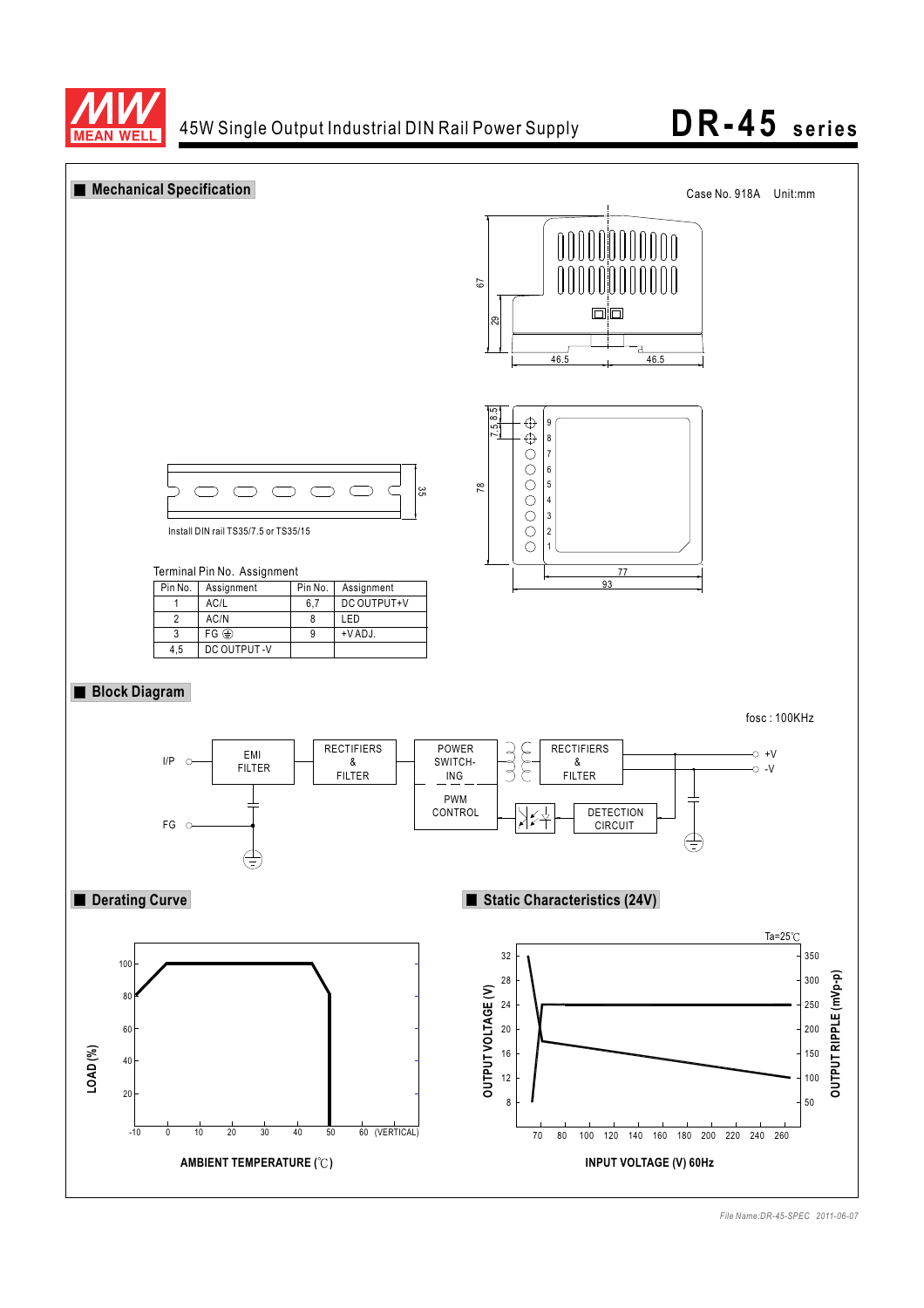# DR-45 series

45W Single Output Industrial DIN Rail Power Supply

## Mechanical Specification

Case No. 918A Unit:mm

67
29
46.5
46.5

7.5
8.5
78
77
93

35

Install DIN rail TS35/7.5 or TS35/15

Terminal Pin No. Assignment

| Pin No. | Assignment | Pin No. | Assignment |
|---|---|---|---|
| 1 | AC/L | 6,7 | DC OUTPUT+V |
| 2 | AC/N | 8 | LED |
| 3 | FG ⏚ | 9 | +V ADJ. |
| 4,5 | DC OUTPUT -V | | |

## Block Diagram

fosc : 100KHz

I/P
FG
EMI FILTER
RECTIFIERS & FILTER
POWER SWITCHING
PWM CONTROL
RECTIFIERS & FILTER
DETECTION CIRCUIT
+V
-V

## Derating Curve

LOAD (%)
100
80
60
40
20
-10
0
10
20
30
40
50
60 (VERTICAL)
AMBIENT TEMPERATURE (℃)

## Static Characteristics (24V)

Ta=25℃

OUTPUT VOLTAGE (V)
32
28
24
20
16
12
8
OUTPUT RIPPLE (mVp-p)
350
300
250
200
150
100
50
70
80
100
120
140
160
180
200
220
240
260
INPUT VOLTAGE (V) 60Hz

*File Name:DR-45-SPEC 2011-06-07*